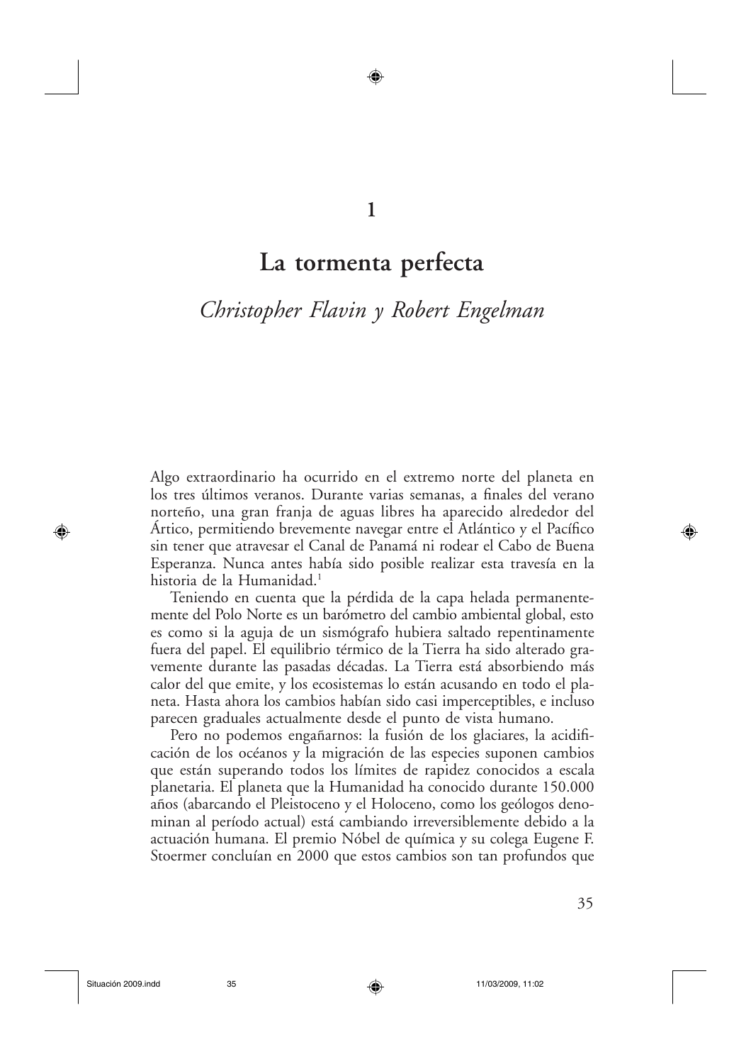# 1

# La tormenta perfecta

*Christopher Flavin y Robert Engelman*

Algo extraordinario ha ocurrido en el extremo norte del planeta en los tres últimos veranos. Durante varias semanas, a finales del verano norteño, una gran franja de aguas libres ha aparecido alrededor del Ártico, permitiendo brevemente navegar entre el Atlántico y el Pacífico sin tener que atravesar el Canal de Panamá ni rodear el Cabo de Buena Esperanza. Nunca antes había sido posible realizar esta travesía en la historia de la Humanidad.[1]

Teniendo en cuenta que la pérdida de la capa helada permanentemente del Polo Norte es un barómetro del cambio ambiental global, esto es como si la aguja de un sismógrafo hubiera saltado repentinamente fuera del papel. El equilibrio térmico de la Tierra ha sido alterado gravemente durante las pasadas décadas. La Tierra está absorbiendo más calor del que emite, y los ecosistemas lo están acusando en todo el planeta. Hasta ahora los cambios habían sido casi imperceptibles, e incluso parecen graduales actualmente desde el punto de vista humano.

Pero no podemos engañarnos: la fusión de los glaciares, la acidificación de los océanos y la migración de las especies suponen cambios que están superando todos los límites de rapidez conocidos a escala planetaria. El planeta que la Humanidad ha conocido durante 150.000 años (abarcando el Pleistoceno y el Holoceno, como los geólogos denominan al período actual) está cambiando irreversiblemente debido a la actuación humana. El premio Nóbel de química y su colega Eugene F. Stoermer concluían en 2000 que estos cambios son tan profundos que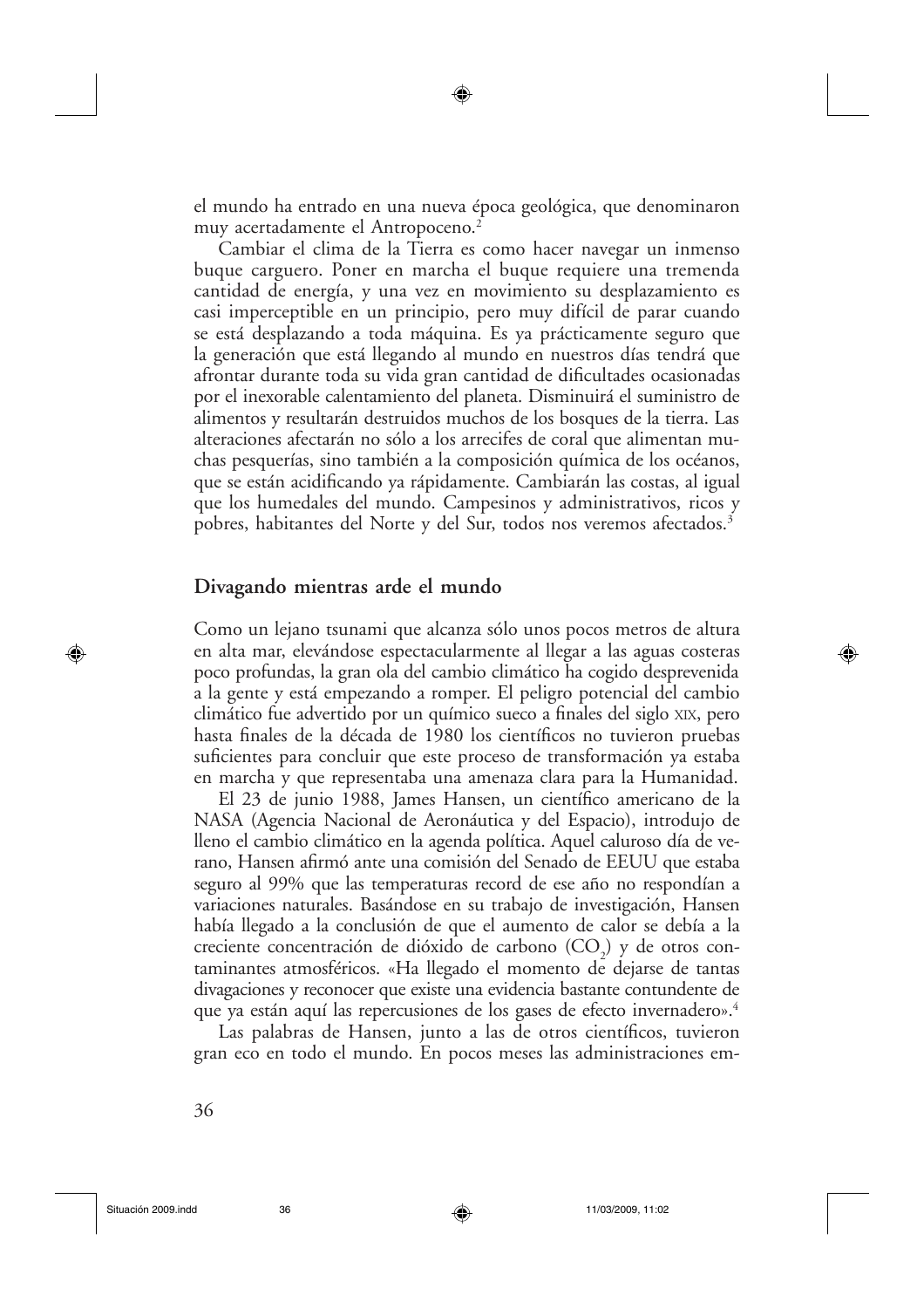el mundo ha entrado en una nueva época geológica, que denominaron muy acertadamente el Antropoceno.[2]

Cambiar el clima de la Tierra es como hacer navegar un inmenso buque carguero. Poner en marcha el buque requiere una tremenda cantidad de energía, y una vez en movimiento su desplazamiento es casi imperceptible en un principio, pero muy difícil de parar cuando se está desplazando a toda máquina. Es ya prácticamente seguro que la generación que está llegando al mundo en nuestros días tendrá que afrontar durante toda su vida gran cantidad de dificultades ocasionadas por el inexorable calentamiento del planeta. Disminuirá el suministro de alimentos y resultarán destruidos muchos de los bosques de la tierra. Las alteraciones afectarán no sólo a los arrecifes de coral que alimentan muchas pesquerías, sino también a la composición química de los océanos, que se están acidificando ya rápidamente. Cambiarán las costas, al igual que los humedales del mundo. Campesinos y administrativos, ricos y pobres, habitantes del Norte y del Sur, todos nos veremos afectados.[3]

## Divagando mientras arde el mundo

Como un lejano tsunami que alcanza sólo unos pocos metros de altura en alta mar, elevándose espectacularmente al llegar a las aguas costeras poco profundas, la gran ola del cambio climático ha cogido desprevenida a la gente y está empezando a romper. El peligro potencial del cambio climático fue advertido por un químico sueco a finales del siglo XIX, pero hasta finales de la década de 1980 los científicos no tuvieron pruebas suficientes para concluir que este proceso de transformación ya estaba en marcha y que representaba una amenaza clara para la Humanidad.

El 23 de junio 1988, James Hansen, un científico americano de la NASA (Agencia Nacional de Aeronáutica y del Espacio), introdujo de lleno el cambio climático en la agenda política. Aquel caluroso día de verano, Hansen afirmó ante una comisión del Senado de EEUU que estaba seguro al 99% que las temperaturas record de ese año no respondían a variaciones naturales. Basándose en su trabajo de investigación, Hansen había llegado a la conclusión de que el aumento de calor se debía a la creciente concentración de dióxido de carbono ($CO_2$) y de otros contaminantes atmosféricos. «Ha llegado el momento de dejarse de tantas divagaciones y reconocer que existe una evidencia bastante contundente de que ya están aquí las repercusiones de los gases de efecto invernadero».[4]

Las palabras de Hansen, junto a las de otros científicos, tuvieron gran eco en todo el mundo. En pocos meses las administraciones em-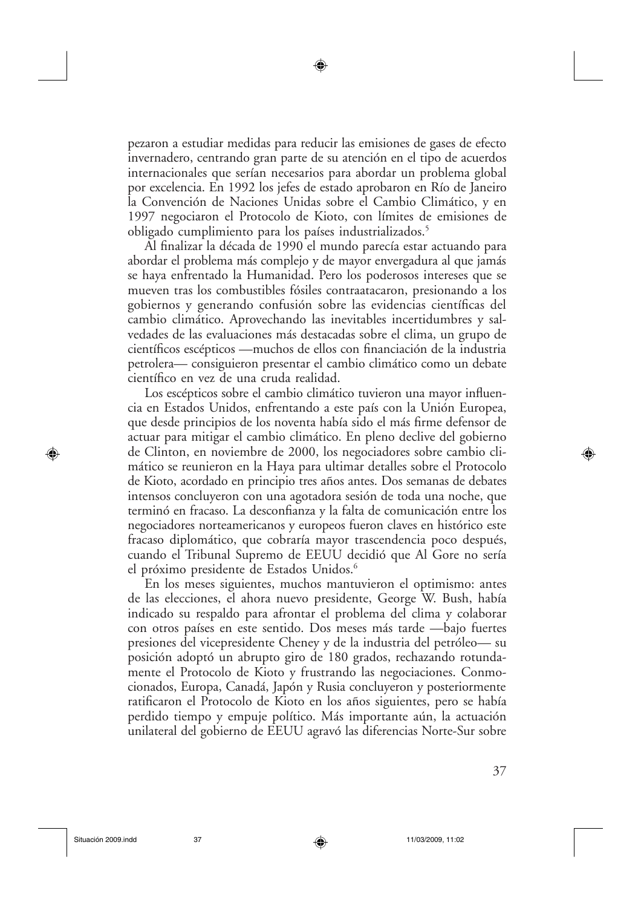pezaron a estudiar medidas para reducir las emisiones de gases de efecto invernadero, centrando gran parte de su atención en el tipo de acuerdos internacionales que serían necesarios para abordar un problema global por excelencia. En 1992 los jefes de estado aprobaron en Río de Janeiro la Convención de Naciones Unidas sobre el Cambio Climático, y en 1997 negociaron el Protocolo de Kioto, con límites de emisiones de obligado cumplimiento para los países industrializados.[5]

Al finalizar la década de 1990 el mundo parecía estar actuando para abordar el problema más complejo y de mayor envergadura al que jamás se haya enfrentado la Humanidad. Pero los poderosos intereses que se mueven tras los combustibles fósiles contraatacaron, presionando a los gobiernos y generando confusión sobre las evidencias científicas del cambio climático. Aprovechando las inevitables incertidumbres y salvedades de las evaluaciones más destacadas sobre el clima, un grupo de científicos escépticos —muchos de ellos con financiación de la industria petrolera— consiguieron presentar el cambio climático como un debate científico en vez de una cruda realidad.

Los escépticos sobre el cambio climático tuvieron una mayor influencia en Estados Unidos, enfrentando a este país con la Unión Europea, que desde principios de los noventa había sido el más firme defensor de actuar para mitigar el cambio climático. En pleno declive del gobierno de Clinton, en noviembre de 2000, los negociadores sobre cambio climático se reunieron en la Haya para ultimar detalles sobre el Protocolo de Kioto, acordado en principio tres años antes. Dos semanas de debates intensos concluyeron con una agotadora sesión de toda una noche, que terminó en fracaso. La desconfianza y la falta de comunicación entre los negociadores norteamericanos y europeos fueron claves en histórico este fracaso diplomático, que cobraría mayor trascendencia poco después, cuando el Tribunal Supremo de EEUU decidió que Al Gore no sería el próximo presidente de Estados Unidos.[6]

En los meses siguientes, muchos mantuvieron el optimismo: antes de las elecciones, el ahora nuevo presidente, George W. Bush, había indicado su respaldo para afrontar el problema del clima y colaborar con otros países en este sentido. Dos meses más tarde —bajo fuertes presiones del vicepresidente Cheney y de la industria del petróleo— su posición adoptó un abrupto giro de 180 grados, rechazando rotundamente el Protocolo de Kioto y frustrando las negociaciones. Conmocionados, Europa, Canadá, Japón y Rusia concluyeron y posteriormente ratificaron el Protocolo de Kioto en los años siguientes, pero se había perdido tiempo y empuje político. Más importante aún, la actuación unilateral del gobierno de EEUU agravó las diferencias Norte-Sur sobre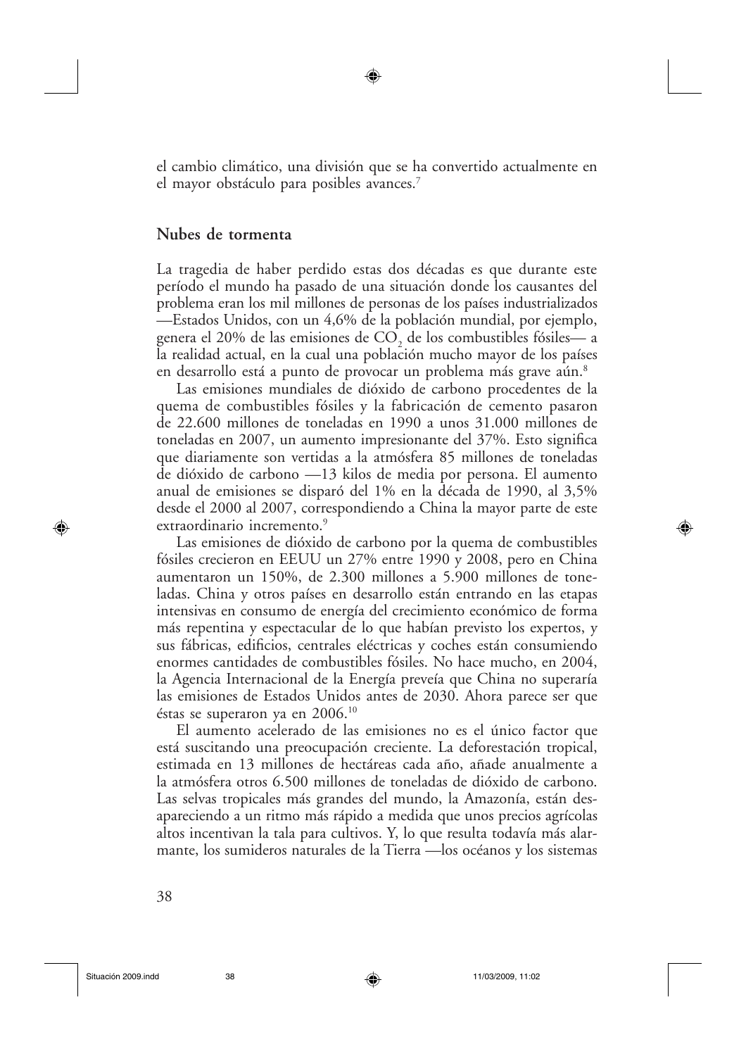el cambio climático, una división que se ha convertido actualmente en el mayor obstáculo para posibles avances.[7]

## Nubes de tormenta

La tragedia de haber perdido estas dos décadas es que durante este período el mundo ha pasado de una situación donde los causantes del problema eran los mil millones de personas de los países industrializados —Estados Unidos, con un 4,6% de la población mundial, por ejemplo, genera el 20% de las emisiones de $CO_2$ de los combustibles fósiles— a la realidad actual, en la cual una población mucho mayor de los países en desarrollo está a punto de provocar un problema más grave aún.[8]

Las emisiones mundiales de dióxido de carbono procedentes de la quema de combustibles fósiles y la fabricación de cemento pasaron de 22.600 millones de toneladas en 1990 a unos 31.000 millones de toneladas en 2007, un aumento impresionante del 37%. Esto significa que diariamente son vertidas a la atmósfera 85 millones de toneladas de dióxido de carbono —13 kilos de media por persona. El aumento anual de emisiones se disparó del 1% en la década de 1990, al 3,5% desde el 2000 al 2007, correspondiendo a China la mayor parte de este extraordinario incremento.[9]

Las emisiones de dióxido de carbono por la quema de combustibles fósiles crecieron en EEUU un 27% entre 1990 y 2008, pero en China aumentaron un 150%, de 2.300 millones a 5.900 millones de toneladas. China y otros países en desarrollo están entrando en las etapas intensivas en consumo de energía del crecimiento económico de forma más repentina y espectacular de lo que habían previsto los expertos, y sus fábricas, edificios, centrales eléctricas y coches están consumiendo enormes cantidades de combustibles fósiles. No hace mucho, en 2004, la Agencia Internacional de la Energía preveía que China no superaría las emisiones de Estados Unidos antes de 2030. Ahora parece ser que éstas se superaron ya en 2006.[10]

El aumento acelerado de las emisiones no es el único factor que está suscitando una preocupación creciente. La deforestación tropical, estimada en 13 millones de hectáreas cada año, añade anualmente a la atmósfera otros 6.500 millones de toneladas de dióxido de carbono. Las selvas tropicales más grandes del mundo, la Amazonía, están desapareciendo a un ritmo más rápido a medida que unos precios agrícolas altos incentivan la tala para cultivos. Y, lo que resulta todavía más alarmante, los sumideros naturales de la Tierra —los océanos y los sistemas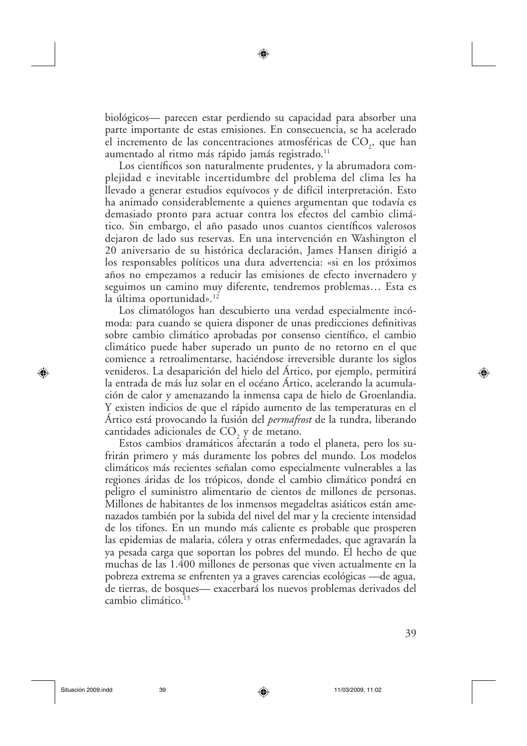biológicos— parecen estar perdiendo su capacidad para absorber una parte importante de estas emisiones. En consecuencia, se ha acelerado el incremento de las concentraciones atmosféricas de $CO_2$, que han aumentado al ritmo más rápido jamás registrado.[11]

Los científicos son naturalmente prudentes, y la abrumadora complejidad e inevitable incertidumbre del problema del clima les ha llevado a generar estudios equívocos y de difícil interpretación. Esto ha animado considerablemente a quienes argumentan que todavía es demasiado pronto para actuar contra los efectos del cambio climático. Sin embargo, el año pasado unos cuantos científicos valerosos dejaron de lado sus reservas. En una intervención en Washington el 20 aniversario de su histórica declaración, James Hansen dirigió a los responsables políticos una dura advertencia: «si en los próximos años no empezamos a reducir las emisiones de efecto invernadero y seguimos un camino muy diferente, tendremos problemas… Esta es la última oportunidad».[12]

Los climatólogos han descubierto una verdad especialmente incómoda: para cuando se quiera disponer de unas predicciones definitivas sobre cambio climático aprobadas por consenso científico, el cambio climático puede haber superado un punto de no retorno en el que comience a retroalimentarse, haciéndose irreversible durante los siglos venideros. La desaparición del hielo del Ártico, por ejemplo, permitirá la entrada de más luz solar en el océano Ártico, acelerando la acumulación de calor y amenazando la inmensa capa de hielo de Groenlandia. Y existen indicios de que el rápido aumento de las temperaturas en el Ártico está provocando la fusión del *permafrost* de la tundra, liberando cantidades adicionales de $CO_2$ y de metano.

Estos cambios dramáticos afectarán a todo el planeta, pero los sufrirán primero y más duramente los pobres del mundo. Los modelos climáticos más recientes señalan como especialmente vulnerables a las regiones áridas de los trópicos, donde el cambio climático pondrá en peligro el suministro alimentario de cientos de millones de personas. Millones de habitantes de los inmensos megadeltas asiáticos están amenazados también por la subida del nivel del mar y la creciente intensidad de los tifones. En un mundo más caliente es probable que prosperen las epidemias de malaria, cólera y otras enfermedades, que agravarán la ya pesada carga que soportan los pobres del mundo. El hecho de que muchas de las 1.400 millones de personas que viven actualmente en la pobreza extrema se enfrenten ya a graves carencias ecológicas —de agua, de tierras, de bosques— exacerbará los nuevos problemas derivados del cambio climático.[13]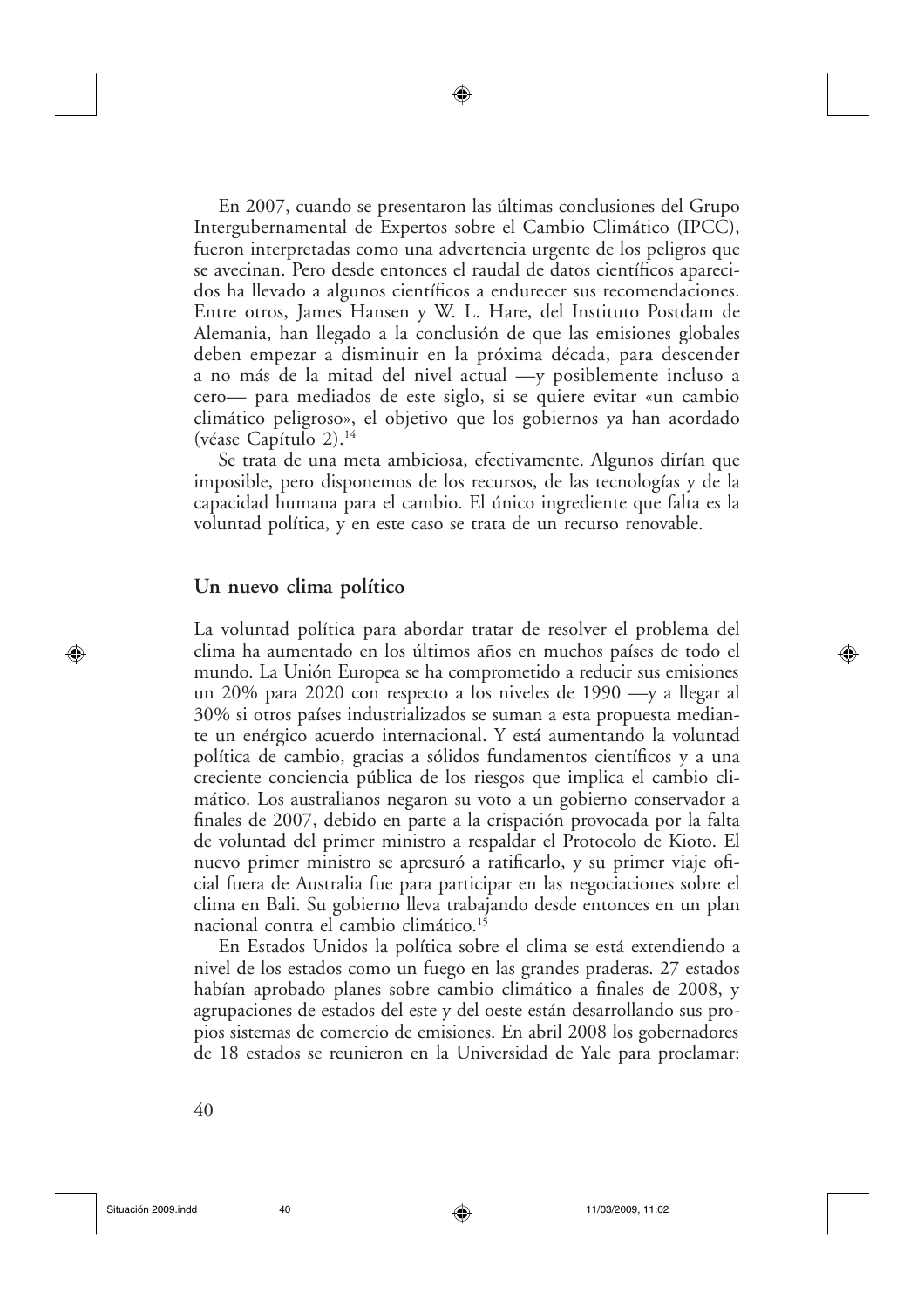En 2007, cuando se presentaron las últimas conclusiones del Grupo Intergubernamental de Expertos sobre el Cambio Climático (IPCC), fueron interpretadas como una advertencia urgente de los peligros que se avecinan. Pero desde entonces el raudal de datos científicos aparecidos ha llevado a algunos científicos a endurecer sus recomendaciones. Entre otros, James Hansen y W. L. Hare, del Instituto Postdam de Alemania, han llegado a la conclusión de que las emisiones globales deben empezar a disminuir en la próxima década, para descender a no más de la mitad del nivel actual —y posiblemente incluso a cero— para mediados de este siglo, si se quiere evitar «un cambio climático peligroso», el objetivo que los gobiernos ya han acordado (véase Capítulo 2).[14]

Se trata de una meta ambiciosa, efectivamente. Algunos dirían que imposible, pero disponemos de los recursos, de las tecnologías y de la capacidad humana para el cambio. El único ingrediente que falta es la voluntad política, y en este caso se trata de un recurso renovable.

## Un nuevo clima político

La voluntad política para abordar tratar de resolver el problema del clima ha aumentado en los últimos años en muchos países de todo el mundo. La Unión Europea se ha comprometido a reducir sus emisiones un 20% para 2020 con respecto a los niveles de 1990 —y a llegar al 30% si otros países industrializados se suman a esta propuesta mediante un enérgico acuerdo internacional. Y está aumentando la voluntad política de cambio, gracias a sólidos fundamentos científicos y a una creciente conciencia pública de los riesgos que implica el cambio climático. Los australianos negaron su voto a un gobierno conservador a finales de 2007, debido en parte a la crispación provocada por la falta de voluntad del primer ministro a respaldar el Protocolo de Kioto. El nuevo primer ministro se apresuró a ratificarlo, y su primer viaje oficial fuera de Australia fue para participar en las negociaciones sobre el clima en Bali. Su gobierno lleva trabajando desde entonces en un plan nacional contra el cambio climático.[15]

En Estados Unidos la política sobre el clima se está extendiendo a nivel de los estados como un fuego en las grandes praderas. 27 estados habían aprobado planes sobre cambio climático a finales de 2008, y agrupaciones de estados del este y del oeste están desarrollando sus propios sistemas de comercio de emisiones. En abril 2008 los gobernadores de 18 estados se reunieron en la Universidad de Yale para proclamar: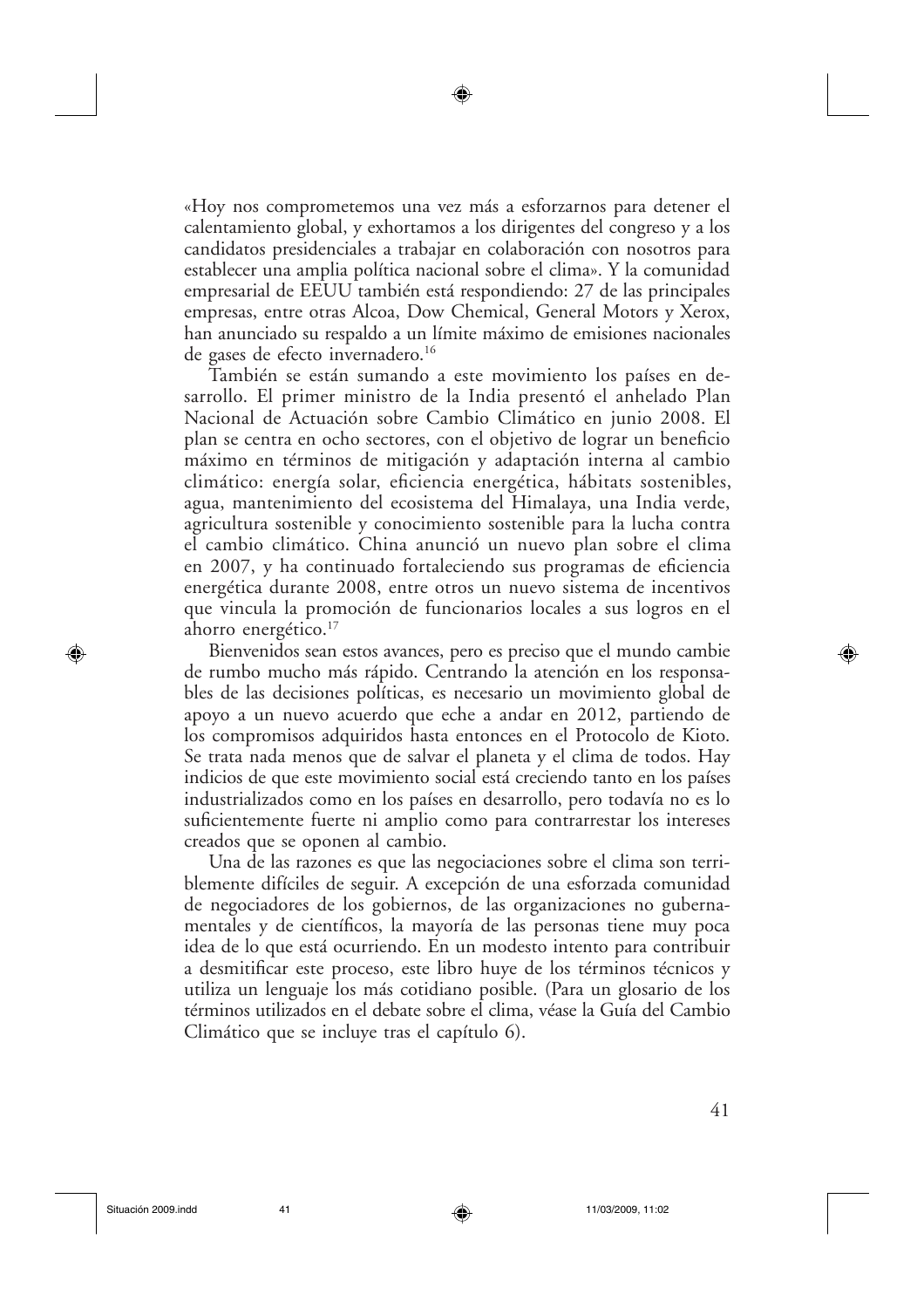«Hoy nos comprometemos una vez más a esforzarnos para detener el calentamiento global, y exhortamos a los dirigentes del congreso y a los candidatos presidenciales a trabajar en colaboración con nosotros para establecer una amplia política nacional sobre el clima». Y la comunidad empresarial de EEUU también está respondiendo: 27 de las principales empresas, entre otras Alcoa, Dow Chemical, General Motors y Xerox, han anunciado su respaldo a un límite máximo de emisiones nacionales de gases de efecto invernadero.[16]

También se están sumando a este movimiento los países en desarrollo. El primer ministro de la India presentó el anhelado Plan Nacional de Actuación sobre Cambio Climático en junio 2008. El plan se centra en ocho sectores, con el objetivo de lograr un beneficio máximo en términos de mitigación y adaptación interna al cambio climático: energía solar, eficiencia energética, hábitats sostenibles, agua, mantenimiento del ecosistema del Himalaya, una India verde, agricultura sostenible y conocimiento sostenible para la lucha contra el cambio climático. China anunció un nuevo plan sobre el clima en 2007, y ha continuado fortaleciendo sus programas de eficiencia energética durante 2008, entre otros un nuevo sistema de incentivos que vincula la promoción de funcionarios locales a sus logros en el ahorro energético.[17]

Bienvenidos sean estos avances, pero es preciso que el mundo cambie de rumbo mucho más rápido. Centrando la atención en los responsables de las decisiones políticas, es necesario un movimiento global de apoyo a un nuevo acuerdo que eche a andar en 2012, partiendo de los compromisos adquiridos hasta entonces en el Protocolo de Kioto. Se trata nada menos que de salvar el planeta y el clima de todos. Hay indicios de que este movimiento social está creciendo tanto en los países industrializados como en los países en desarrollo, pero todavía no es lo suficientemente fuerte ni amplio como para contrarrestar los intereses creados que se oponen al cambio.

Una de las razones es que las negociaciones sobre el clima son terriblemente difíciles de seguir. A excepción de una esforzada comunidad de negociadores de los gobiernos, de las organizaciones no gubernamentales y de científicos, la mayoría de las personas tiene muy poca idea de lo que está ocurriendo. En un modesto intento para contribuir a desmitificar este proceso, este libro huye de los términos técnicos y utiliza un lenguaje los más cotidiano posible. (Para un glosario de los términos utilizados en el debate sobre el clima, véase la Guía del Cambio Climático que se incluye tras el capítulo 6).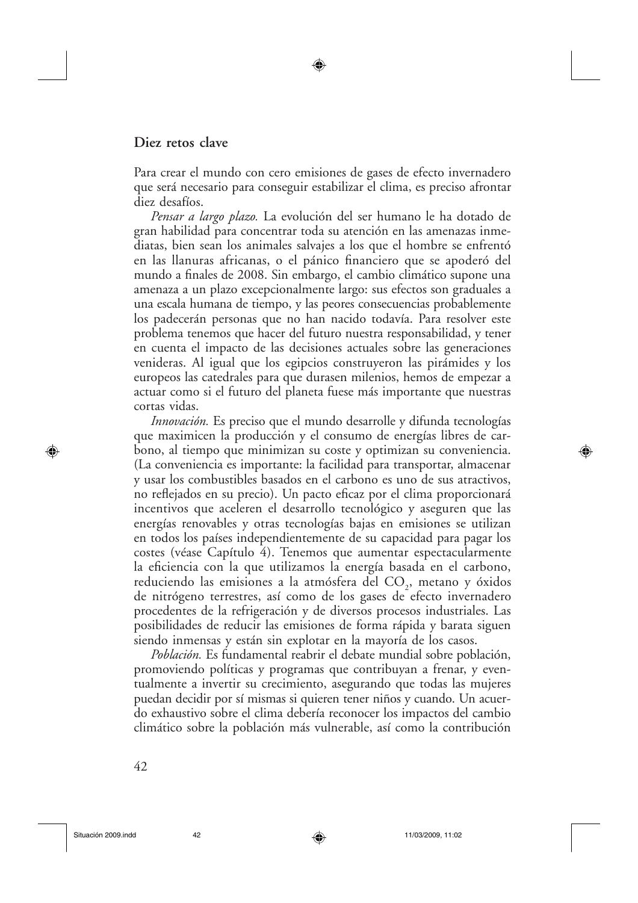## Diez retos clave

Para crear el mundo con cero emisiones de gases de efecto invernadero que será necesario para conseguir estabilizar el clima, es preciso afrontar diez desafíos.

*Pensar a largo plazo.* La evolución del ser humano le ha dotado de gran habilidad para concentrar toda su atención en las amenazas inmediatas, bien sean los animales salvajes a los que el hombre se enfrentó en las llanuras africanas, o el pánico financiero que se apoderó del mundo a finales de 2008. Sin embargo, el cambio climático supone una amenaza a un plazo excepcionalmente largo: sus efectos son graduales a una escala humana de tiempo, y las peores consecuencias probablemente los padecerán personas que no han nacido todavía. Para resolver este problema tenemos que hacer del futuro nuestra responsabilidad, y tener en cuenta el impacto de las decisiones actuales sobre las generaciones venideras. Al igual que los egipcios construyeron las pirámides y los europeos las catedrales para que durasen milenios, hemos de empezar a actuar como si el futuro del planeta fuese más importante que nuestras cortas vidas.

*Innovación.* Es preciso que el mundo desarrolle y difunda tecnologías que maximicen la producción y el consumo de energías libres de carbono, al tiempo que minimizan su coste y optimizan su conveniencia. (La conveniencia es importante: la facilidad para transportar, almacenar y usar los combustibles basados en el carbono es uno de sus atractivos, no reflejados en su precio). Un pacto eficaz por el clima proporcionará incentivos que aceleren el desarrollo tecnológico y aseguren que las energías renovables y otras tecnologías bajas en emisiones se utilizan en todos los países independientemente de su capacidad para pagar los costes (véase Capítulo 4). Tenemos que aumentar espectacularmente la eficiencia con la que utilizamos la energía basada en el carbono, reduciendo las emisiones a la atmósfera del $CO_2$, metano y óxidos de nitrógeno terrestres, así como de los gases de efecto invernadero procedentes de la refrigeración y de diversos procesos industriales. Las posibilidades de reducir las emisiones de forma rápida y barata siguen siendo inmensas y están sin explotar en la mayoría de los casos.

*Población.* Es fundamental reabrir el debate mundial sobre población, promoviendo políticas y programas que contribuyan a frenar, y eventualmente a invertir su crecimiento, asegurando que todas las mujeres puedan decidir por sí mismas si quieren tener niños y cuando. Un acuerdo exhaustivo sobre el clima debería reconocer los impactos del cambio climático sobre la población más vulnerable, así como la contribución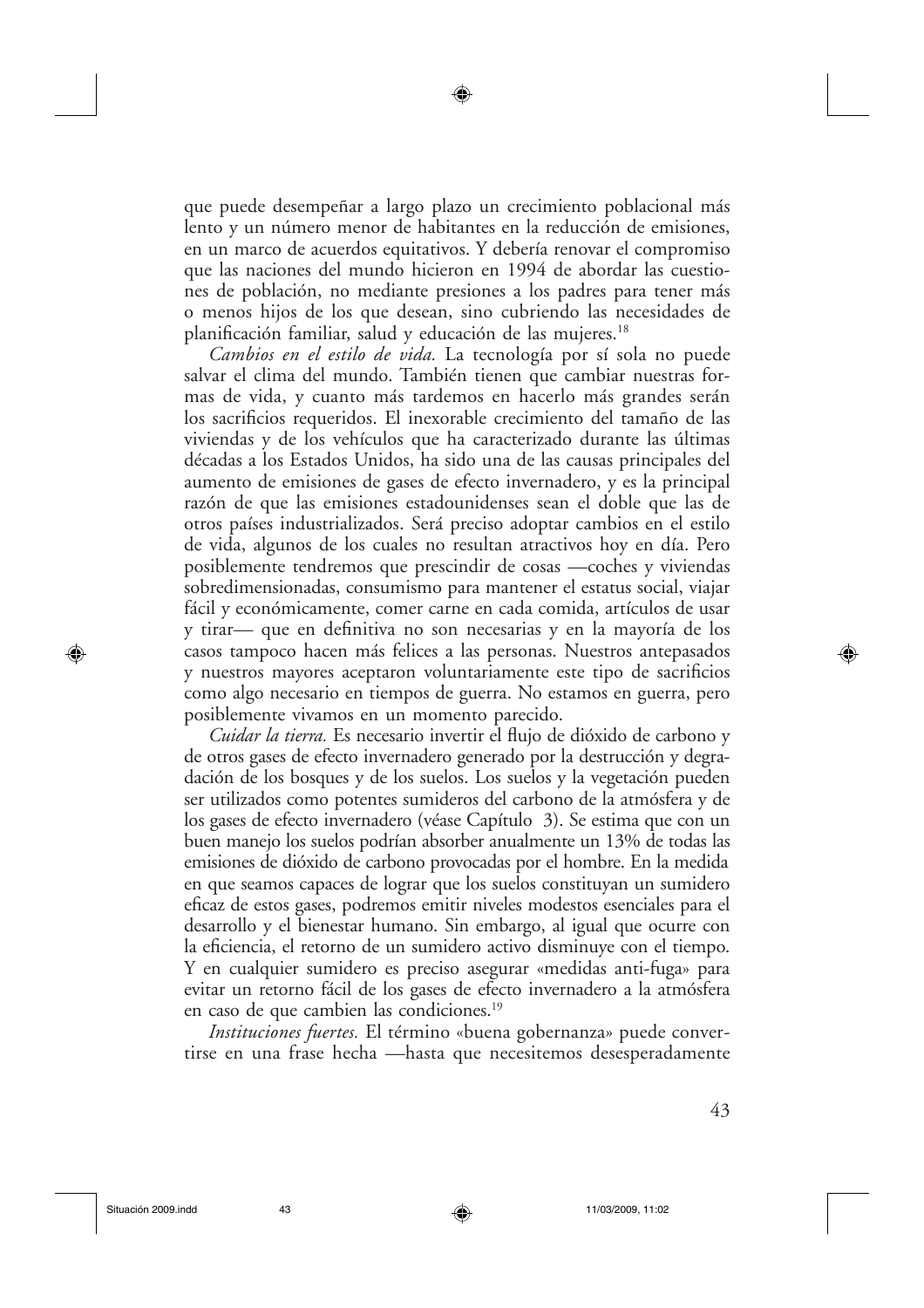que puede desempeñar a largo plazo un crecimiento poblacional más lento y un número menor de habitantes en la reducción de emisiones, en un marco de acuerdos equitativos. Y debería renovar el compromiso que las naciones del mundo hicieron en 1994 de abordar las cuestiones de población, no mediante presiones a los padres para tener más o menos hijos de los que desean, sino cubriendo las necesidades de planificación familiar, salud y educación de las mujeres.[18]

*Cambios en el estilo de vida.* La tecnología por sí sola no puede salvar el clima del mundo. También tienen que cambiar nuestras formas de vida, y cuanto más tardemos en hacerlo más grandes serán los sacrificios requeridos. El inexorable crecimiento del tamaño de las viviendas y de los vehículos que ha caracterizado durante las últimas décadas a los Estados Unidos, ha sido una de las causas principales del aumento de emisiones de gases de efecto invernadero, y es la principal razón de que las emisiones estadounidenses sean el doble que las de otros países industrializados. Será preciso adoptar cambios en el estilo de vida, algunos de los cuales no resultan atractivos hoy en día. Pero posiblemente tendremos que prescindir de cosas —coches y viviendas sobredimensionadas, consumismo para mantener el estatus social, viajar fácil y económicamente, comer carne en cada comida, artículos de usar y tirar— que en definitiva no son necesarias y en la mayoría de los casos tampoco hacen más felices a las personas. Nuestros antepasados y nuestros mayores aceptaron voluntariamente este tipo de sacrificios como algo necesario en tiempos de guerra. No estamos en guerra, pero posiblemente vivamos en un momento parecido.

*Cuidar la tierra.* Es necesario invertir el flujo de dióxido de carbono y de otros gases de efecto invernadero generado por la destrucción y degradación de los bosques y de los suelos. Los suelos y la vegetación pueden ser utilizados como potentes sumideros del carbono de la atmósfera y de los gases de efecto invernadero (véase Capítulo 3). Se estima que con un buen manejo los suelos podrían absorber anualmente un 13% de todas las emisiones de dióxido de carbono provocadas por el hombre. En la medida en que seamos capaces de lograr que los suelos constituyan un sumidero eficaz de estos gases, podremos emitir niveles modestos esenciales para el desarrollo y el bienestar humano. Sin embargo, al igual que ocurre con la eficiencia, el retorno de un sumidero activo disminuye con el tiempo. Y en cualquier sumidero es preciso asegurar «medidas anti-fuga» para evitar un retorno fácil de los gases de efecto invernadero a la atmósfera en caso de que cambien las condiciones.[19]

*Instituciones fuertes.* El término «buena gobernanza» puede convertirse en una frase hecha —hasta que necesitemos desesperadamente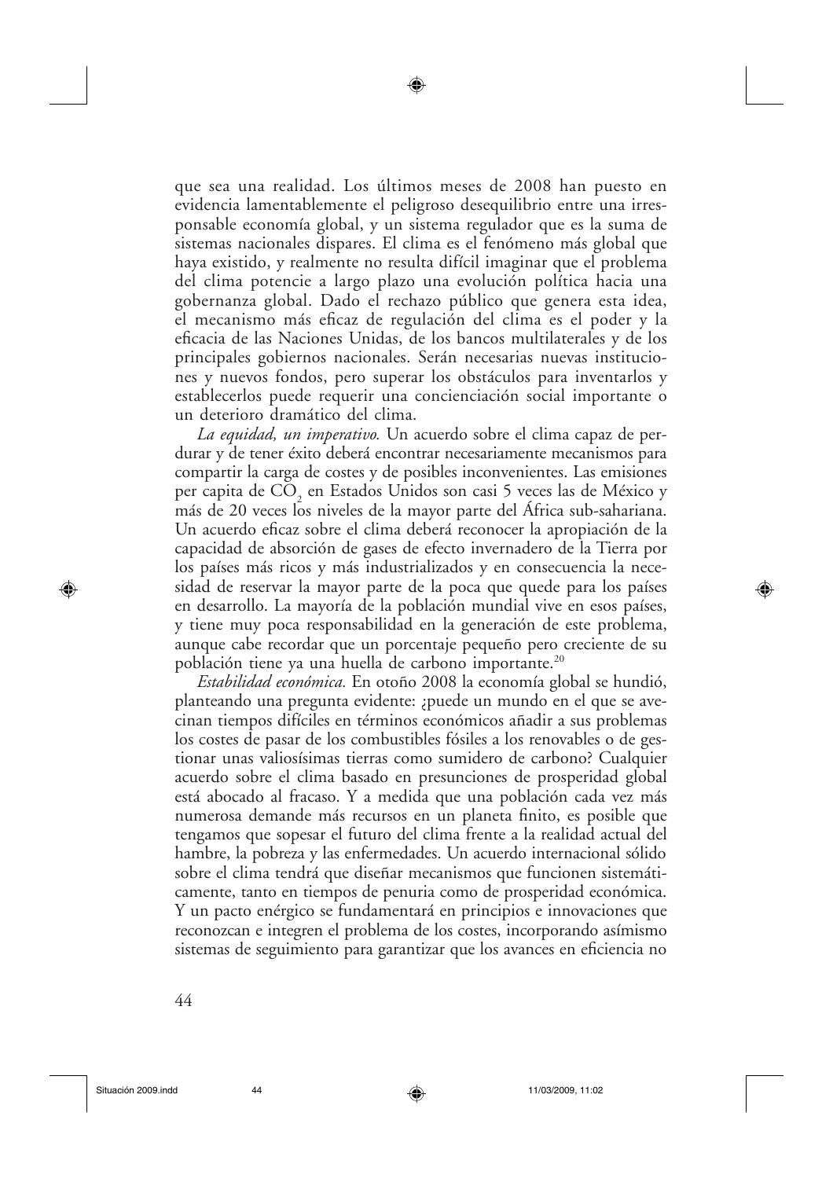que sea una realidad. Los últimos meses de 2008 han puesto en evidencia lamentablemente el peligroso desequilibrio entre una irresponsable economía global, y un sistema regulador que es la suma de sistemas nacionales dispares. El clima es el fenómeno más global que haya existido, y realmente no resulta difícil imaginar que el problema del clima potencie a largo plazo una evolución política hacia una gobernanza global. Dado el rechazo público que genera esta idea, el mecanismo más eficaz de regulación del clima es el poder y la eficacia de las Naciones Unidas, de los bancos multilaterales y de los principales gobiernos nacionales. Serán necesarias nuevas instituciones y nuevos fondos, pero superar los obstáculos para inventarlos y establecerlos puede requerir una concienciación social importante o un deterioro dramático del clima.

*La equidad, un imperativo.* Un acuerdo sobre el clima capaz de perdurar y de tener éxito deberá encontrar necesariamente mecanismos para compartir la carga de costes y de posibles inconvenientes. Las emisiones per capita de $CO_2$ en Estados Unidos son casi 5 veces las de México y más de 20 veces los niveles de la mayor parte del África sub-sahariana. Un acuerdo eficaz sobre el clima deberá reconocer la apropiación de la capacidad de absorción de gases de efecto invernadero de la Tierra por los países más ricos y más industrializados y en consecuencia la necesidad de reservar la mayor parte de la poca que quede para los países en desarrollo. La mayoría de la población mundial vive en esos países, y tiene muy poca responsabilidad en la generación de este problema, aunque cabe recordar que un porcentaje pequeño pero creciente de su población tiene ya una huella de carbono importante.[20]

*Estabilidad económica.* En otoño 2008 la economía global se hundió, planteando una pregunta evidente: ¿puede un mundo en el que se avecinan tiempos difíciles en términos económicos añadir a sus problemas los costes de pasar de los combustibles fósiles a los renovables o de gestionar unas valiosísimas tierras como sumidero de carbono? Cualquier acuerdo sobre el clima basado en presunciones de prosperidad global está abocado al fracaso. Y a medida que una población cada vez más numerosa demande más recursos en un planeta finito, es posible que tengamos que sopesar el futuro del clima frente a la realidad actual del hambre, la pobreza y las enfermedades. Un acuerdo internacional sólido sobre el clima tendrá que diseñar mecanismos que funcionen sistemáticamente, tanto en tiempos de penuria como de prosperidad económica. Y un pacto enérgico se fundamentará en principios e innovaciones que reconozcan e integren el problema de los costes, incorporando asímismo sistemas de seguimiento para garantizar que los avances en eficiencia no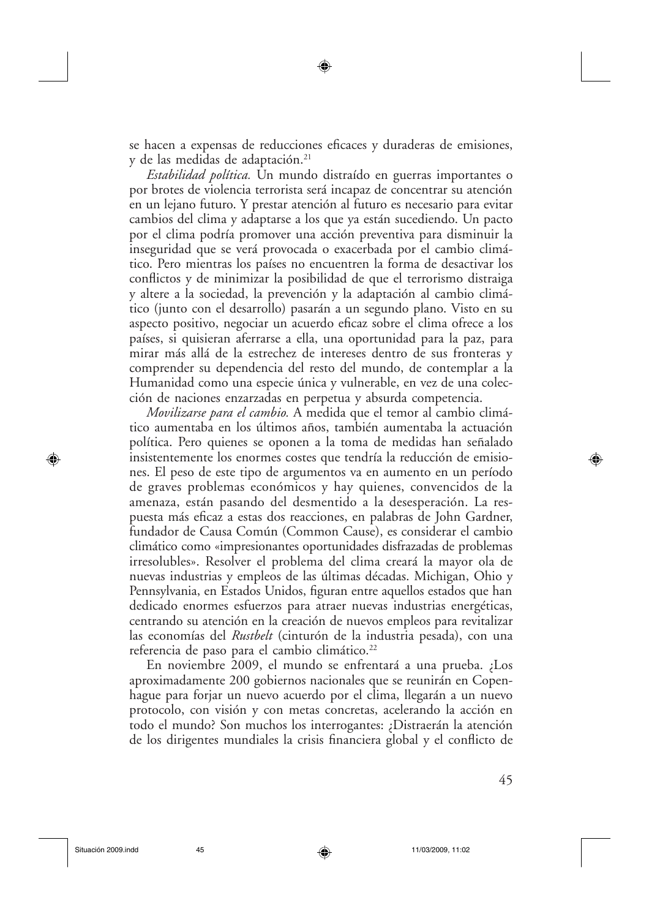se hacen a expensas de reducciones eficaces y duraderas de emisiones, y de las medidas de adaptación.[21]

*Estabilidad política.* Un mundo distraído en guerras importantes o por brotes de violencia terrorista será incapaz de concentrar su atención en un lejano futuro. Y prestar atención al futuro es necesario para evitar cambios del clima y adaptarse a los que ya están sucediendo. Un pacto por el clima podría promover una acción preventiva para disminuir la inseguridad que se verá provocada o exacerbada por el cambio climático. Pero mientras los países no encuentren la forma de desactivar los conflictos y de minimizar la posibilidad de que el terrorismo distraiga y altere a la sociedad, la prevención y la adaptación al cambio climático (junto con el desarrollo) pasarán a un segundo plano. Visto en su aspecto positivo, negociar un acuerdo eficaz sobre el clima ofrece a los países, si quisieran aferrarse a ella, una oportunidad para la paz, para mirar más allá de la estrechez de intereses dentro de sus fronteras y comprender su dependencia del resto del mundo, de contemplar a la Humanidad como una especie única y vulnerable, en vez de una colección de naciones enzarzadas en perpetua y absurda competencia.

*Movilizarse para el cambio.* A medida que el temor al cambio climático aumentaba en los últimos años, también aumentaba la actuación política. Pero quienes se oponen a la toma de medidas han señalado insistentemente los enormes costes que tendría la reducción de emisiones. El peso de este tipo de argumentos va en aumento en un período de graves problemas económicos y hay quienes, convencidos de la amenaza, están pasando del desmentido a la desesperación. La respuesta más eficaz a estas dos reacciones, en palabras de John Gardner, fundador de Causa Común (Common Cause), es considerar el cambio climático como «impresionantes oportunidades disfrazadas de problemas irresolubles». Resolver el problema del clima creará la mayor ola de nuevas industrias y empleos de las últimas décadas. Michigan, Ohio y Pennsylvania, en Estados Unidos, figuran entre aquellos estados que han dedicado enormes esfuerzos para atraer nuevas industrias energéticas, centrando su atención en la creación de nuevos empleos para revitalizar las economías del *Rustbelt* (cinturón de la industria pesada), con una referencia de paso para el cambio climático.[22]

En noviembre 2009, el mundo se enfrentará a una prueba. ¿Los aproximadamente 200 gobiernos nacionales que se reunirán en Copenhague para forjar un nuevo acuerdo por el clima, llegarán a un nuevo protocolo, con visión y con metas concretas, acelerando la acción en todo el mundo? Son muchos los interrogantes: ¿Distraerán la atención de los dirigentes mundiales la crisis financiera global y el conflicto de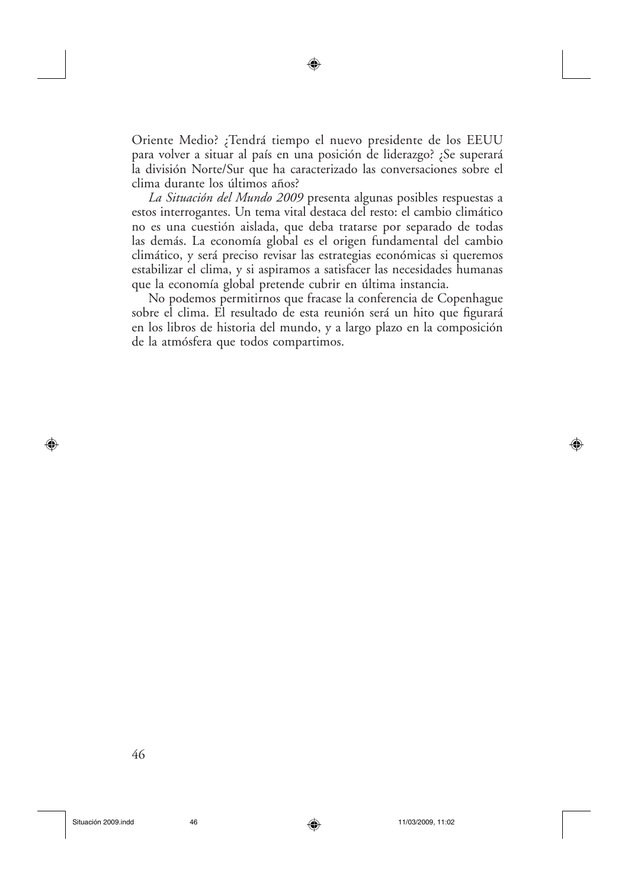Oriente Medio? ¿Tendrá tiempo el nuevo presidente de los EEUU para volver a situar al país en una posición de liderazgo? ¿Se superará la división Norte/Sur que ha caracterizado las conversaciones sobre el clima durante los últimos años?

*La Situación del Mundo 2009* presenta algunas posibles respuestas a estos interrogantes. Un tema vital destaca del resto: el cambio climático no es una cuestión aislada, que deba tratarse por separado de todas las demás. La economía global es el origen fundamental del cambio climático, y será preciso revisar las estrategias económicas si queremos estabilizar el clima, y si aspiramos a satisfacer las necesidades humanas que la economía global pretende cubrir en última instancia.

No podemos permitirnos que fracase la conferencia de Copenhague sobre el clima. El resultado de esta reunión será un hito que figurará en los libros de historia del mundo, y a largo plazo en la composición de la atmósfera que todos compartimos.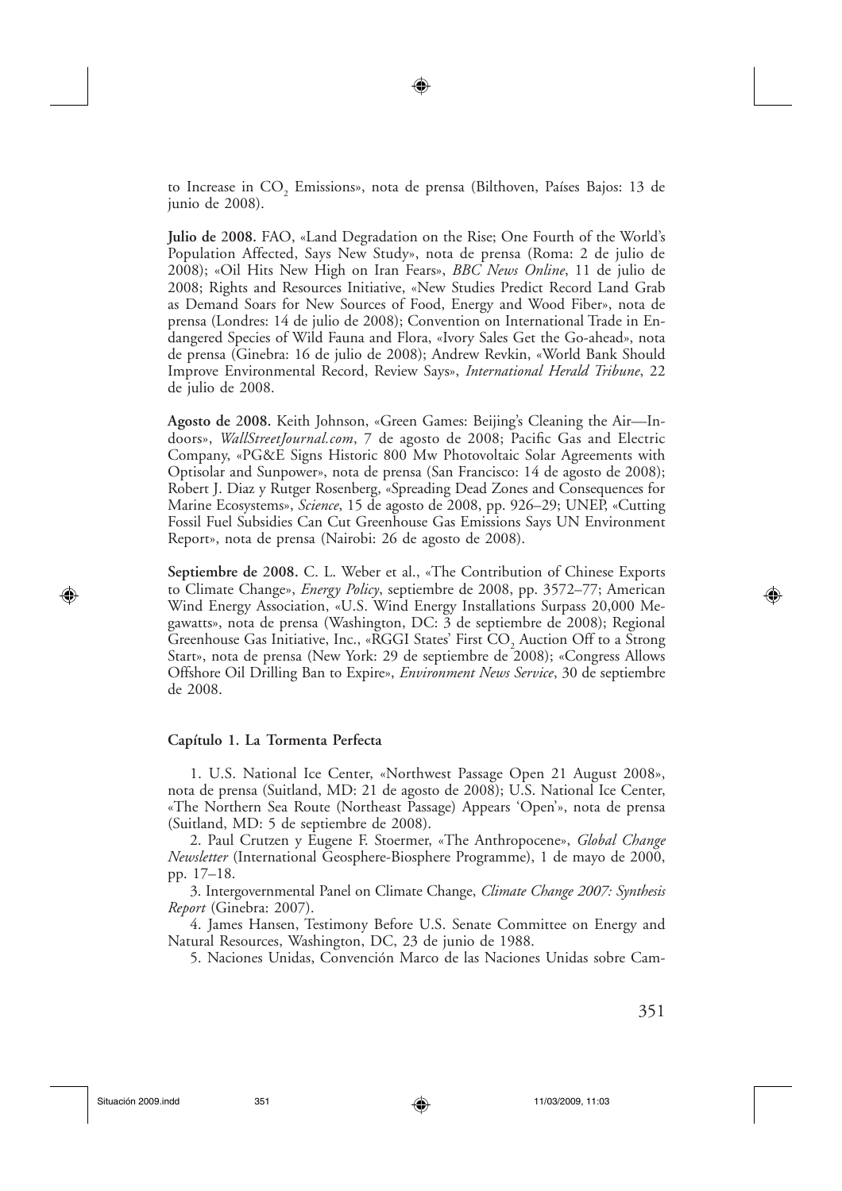to Increase in $CO_2$ Emissions», nota de prensa (Bilthoven, Países Bajos: 13 de junio de 2008).

**Julio de 2008.** FAO, «Land Degradation on the Rise; One Fourth of the World's Population Affected, Says New Study», nota de prensa (Roma: 2 de julio de 2008); «Oil Hits New High on Iran Fears», *BBC News Online*, 11 de julio de 2008; Rights and Resources Initiative, «New Studies Predict Record Land Grab as Demand Soars for New Sources of Food, Energy and Wood Fiber», nota de prensa (Londres: 14 de julio de 2008); Convention on International Trade in Endangered Species of Wild Fauna and Flora, «Ivory Sales Get the Go-ahead», nota de prensa (Ginebra: 16 de julio de 2008); Andrew Revkin, «World Bank Should Improve Environmental Record, Review Says», *International Herald Tribune*, 22 de julio de 2008.

**Agosto de 2008.** Keith Johnson, «Green Games: Beijing's Cleaning the Air—Indoors», *WallStreetJournal.com*, 7 de agosto de 2008; Pacific Gas and Electric Company, «PG&E Signs Historic 800 Mw Photovoltaic Solar Agreements with Optisolar and Sunpower», nota de prensa (San Francisco: 14 de agosto de 2008); Robert J. Diaz y Rutger Rosenberg, «Spreading Dead Zones and Consequences for Marine Ecosystems», *Science*, 15 de agosto de 2008, pp. 926–29; UNEP, «Cutting Fossil Fuel Subsidies Can Cut Greenhouse Gas Emissions Says UN Environment Report», nota de prensa (Nairobi: 26 de agosto de 2008).

**Septiembre de 2008.** C. L. Weber et al., «The Contribution of Chinese Exports to Climate Change», *Energy Policy*, septiembre de 2008, pp. 3572–77; American Wind Energy Association, «U.S. Wind Energy Installations Surpass 20,000 Megawatts», nota de prensa (Washington, DC: 3 de septiembre de 2008); Regional Greenhouse Gas Initiative, Inc., «RGGI States' First $CO_2$ Auction Off to a Strong Start», nota de prensa (New York: 29 de septiembre de 2008); «Congress Allows Offshore Oil Drilling Ban to Expire», *Environment News Service*, 30 de septiembre de 2008.

**Capítulo 1. La Tormenta Perfecta**

1. U.S. National Ice Center, «Northwest Passage Open 21 August 2008», nota de prensa (Suitland, MD: 21 de agosto de 2008); U.S. National Ice Center, «The Northern Sea Route (Northeast Passage) Appears 'Open'», nota de prensa (Suitland, MD: 5 de septiembre de 2008).

2. Paul Crutzen y Eugene F. Stoermer, «The Anthropocene», *Global Change Newsletter* (International Geosphere-Biosphere Programme), 1 de mayo de 2000, pp. 17–18.

3. Intergovernmental Panel on Climate Change, *Climate Change 2007: Synthesis Report* (Ginebra: 2007).

4. James Hansen, Testimony Before U.S. Senate Committee on Energy and Natural Resources, Washington, DC, 23 de junio de 1988.

5. Naciones Unidas, Convención Marco de las Naciones Unidas sobre Cam-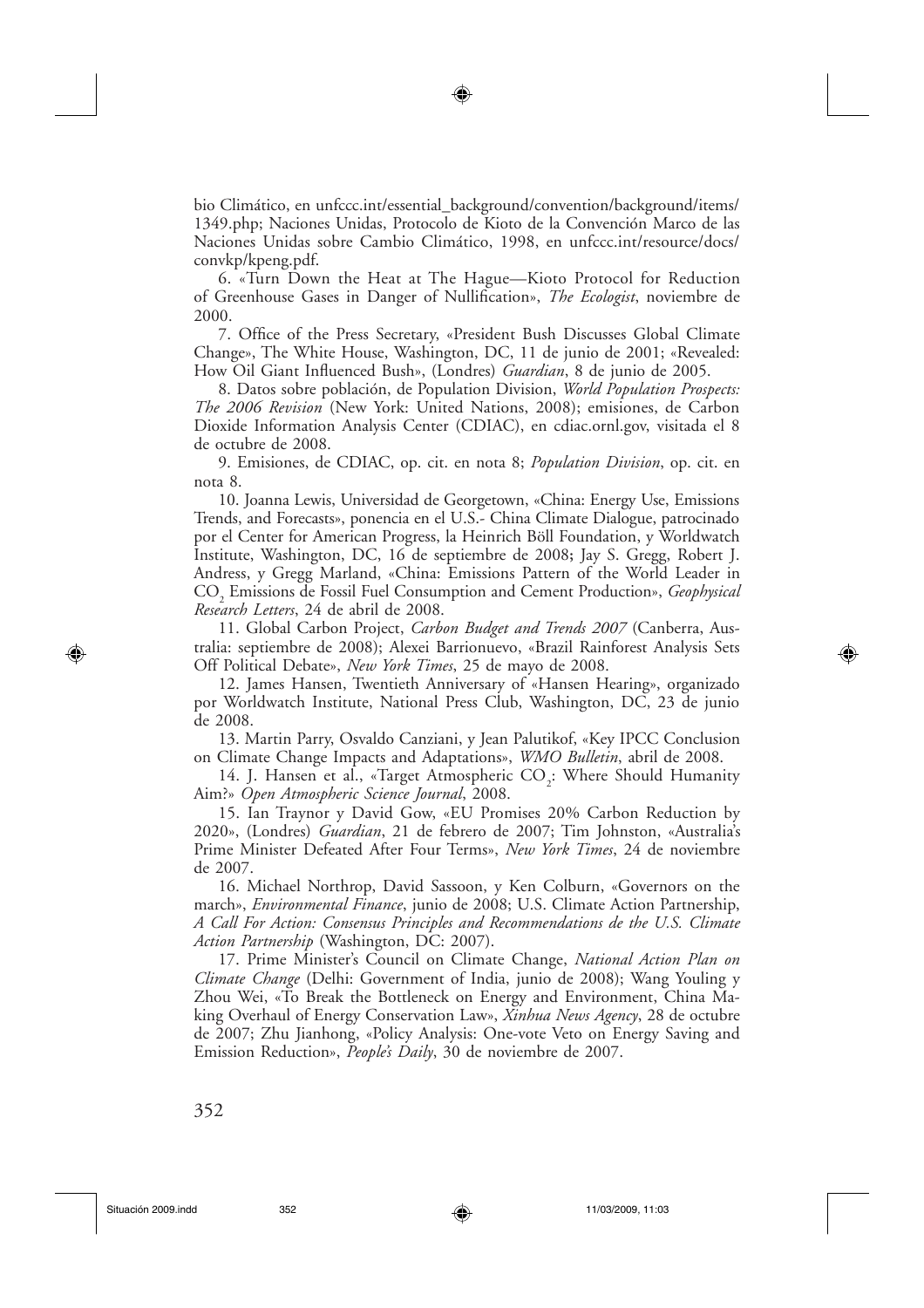bio Climático, en unfccc.int/essential_background/convention/background/items/1349.php; Naciones Unidas, Protocolo de Kioto de la Convención Marco de las Naciones Unidas sobre Cambio Climático, 1998, en unfccc.int/resource/docs/convkp/kpeng.pdf.

6. «Turn Down the Heat at The Hague—Kioto Protocol for Reduction of Greenhouse Gases in Danger of Nullification», *The Ecologist*, noviembre de 2000.

7. Office of the Press Secretary, «President Bush Discusses Global Climate Change», The White House, Washington, DC, 11 de junio de 2001; «Revealed: How Oil Giant Influenced Bush», (Londres) *Guardian*, 8 de junio de 2005.

8. Datos sobre población, de Population Division, *World Population Prospects: The 2006 Revision* (New York: United Nations, 2008); emisiones, de Carbon Dioxide Information Analysis Center (CDIAC), en cdiac.ornl.gov, visitada el 8 de octubre de 2008.

9. Emisiones, de CDIAC, op. cit. en nota 8; *Population Division*, op. cit. en nota 8.

10. Joanna Lewis, Universidad de Georgetown, «China: Energy Use, Emissions Trends, and Forecasts», ponencia en el U.S.- China Climate Dialogue, patrocinado por el Center for American Progress, la Heinrich Böll Foundation, y Worldwatch Institute, Washington, DC, 16 de septiembre de 2008; Jay S. Gregg, Robert J. Andress, y Gregg Marland, «China: Emissions Pattern of the World Leader in $CO_2$ Emissions de Fossil Fuel Consumption and Cement Production», *Geophysical Research Letters*, 24 de abril de 2008.

11. Global Carbon Project, *Carbon Budget and Trends 2007* (Canberra, Australia: septiembre de 2008); Alexei Barrionuevo, «Brazil Rainforest Analysis Sets Off Political Debate», *New York Times*, 25 de mayo de 2008.

12. James Hansen, Twentieth Anniversary of «Hansen Hearing», organizado por Worldwatch Institute, National Press Club, Washington, DC, 23 de junio de 2008.

13. Martin Parry, Osvaldo Canziani, y Jean Palutikof, «Key IPCC Conclusion on Climate Change Impacts and Adaptations», *WMO Bulletin*, abril de 2008.

14. J. Hansen et al., «Target Atmospheric $CO_2$: Where Should Humanity Aim?» *Open Atmospheric Science Journal*, 2008.

15. Ian Traynor y David Gow, «EU Promises 20% Carbon Reduction by 2020», (Londres) *Guardian*, 21 de febrero de 2007; Tim Johnston, «Australia's Prime Minister Defeated After Four Terms», *New York Times*, 24 de noviembre de 2007.

16. Michael Northrop, David Sassoon, y Ken Colburn, «Governors on the march», *Environmental Finance*, junio de 2008; U.S. Climate Action Partnership, *A Call For Action: Consensus Principles and Recommendations de the U.S. Climate Action Partnership* (Washington, DC: 2007).

17. Prime Minister's Council on Climate Change, *National Action Plan on Climate Change* (Delhi: Government of India, junio de 2008); Wang Youling y Zhou Wei, «To Break the Bottleneck on Energy and Environment, China Making Overhaul of Energy Conservation Law», *Xinhua News Agency*, 28 de octubre de 2007; Zhu Jianhong, «Policy Analysis: One-vote Veto on Energy Saving and Emission Reduction», *People's Daily*, 30 de noviembre de 2007.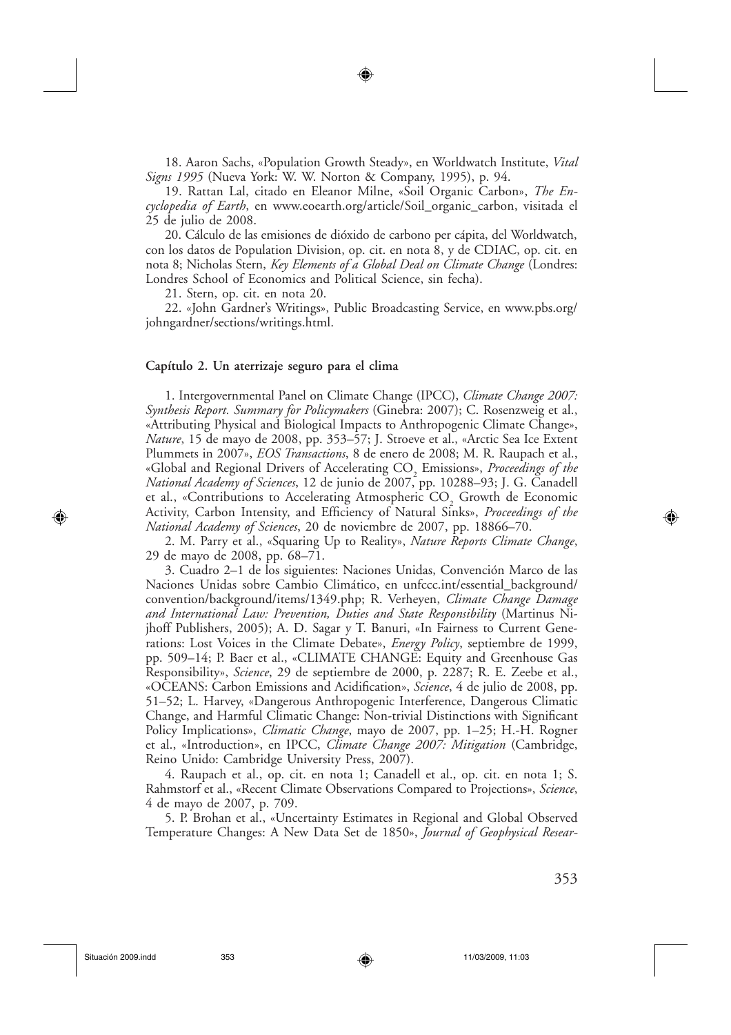18. Aaron Sachs, «Population Growth Steady», en Worldwatch Institute, *Vital Signs 1995* (Nueva York: W. W. Norton & Company, 1995), p. 94.

19. Rattan Lal, citado en Eleanor Milne, «Soil Organic Carbon», *The Encyclopedia of Earth*, en www.eoearth.org/article/Soil_organic_carbon, visitada el 25 de julio de 2008.

20. Cálculo de las emisiones de dióxido de carbono per cápita, del Worldwatch, con los datos de Population Division, op. cit. en nota 8, y de CDIAC, op. cit. en nota 8; Nicholas Stern, *Key Elements of a Global Deal on Climate Change* (Londres: Londres School of Economics and Political Science, sin fecha).

21. Stern, op. cit. en nota 20.

22. «John Gardner's Writings», Public Broadcasting Service, en www.pbs.org/johngardner/sections/writings.html.

**Capítulo 2. Un aterrizaje seguro para el clima**

1. Intergovernmental Panel on Climate Change (IPCC), *Climate Change 2007: Synthesis Report. Summary for Policymakers* (Ginebra: 2007); C. Rosenzweig et al., «Attributing Physical and Biological Impacts to Anthropogenic Climate Change», *Nature*, 15 de mayo de 2008, pp. 353–57; J. Stroeve et al., «Arctic Sea Ice Extent Plummets in 2007», *EOS Transactions*, 8 de enero de 2008; M. R. Raupach et al., «Global and Regional Drivers of Accelerating $CO_2$ Emissions», *Proceedings of the National Academy of Sciences*, 12 de junio de 2007, pp. 10288–93; J. G. Canadell et al., «Contributions to Accelerating Atmospheric $CO_2$ Growth de Economic Activity, Carbon Intensity, and Efficiency of Natural Sinks», *Proceedings of the National Academy of Sciences*, 20 de noviembre de 2007, pp. 18866–70.

2. M. Parry et al., «Squaring Up to Reality», *Nature Reports Climate Change*, 29 de mayo de 2008, pp. 68–71.

3. Cuadro 2–1 de los siguientes: Naciones Unidas, Convención Marco de las Naciones Unidas sobre Cambio Climático, en unfccc.int/essential_background/convention/background/items/1349.php; R. Verheyen, *Climate Change Damage and International Law: Prevention, Duties and State Responsibility* (Martinus Nijhoff Publishers, 2005); A. D. Sagar y T. Banuri, «In Fairness to Current Generations: Lost Voices in the Climate Debate», *Energy Policy*, septiembre de 1999, pp. 509–14; P. Baer et al., «CLIMATE CHANGE: Equity and Greenhouse Gas Responsibility», *Science*, 29 de septiembre de 2000, p. 2287; R. E. Zeebe et al., «OCEANS: Carbon Emissions and Acidification», *Science*, 4 de julio de 2008, pp. 51–52; L. Harvey, «Dangerous Anthropogenic Interference, Dangerous Climatic Change, and Harmful Climatic Change: Non-trivial Distinctions with Significant Policy Implications», *Climatic Change*, mayo de 2007, pp. 1–25; H.-H. Rogner et al., «Introduction», en IPCC, *Climate Change 2007: Mitigation* (Cambridge, Reino Unido: Cambridge University Press, 2007).

4. Raupach et al., op. cit. en nota 1; Canadell et al., op. cit. en nota 1; S. Rahmstorf et al., «Recent Climate Observations Compared to Projections», *Science*, 4 de mayo de 2007, p. 709.

5. P. Brohan et al., «Uncertainty Estimates in Regional and Global Observed Temperature Changes: A New Data Set de 1850», *Journal of Geophysical Resear-*